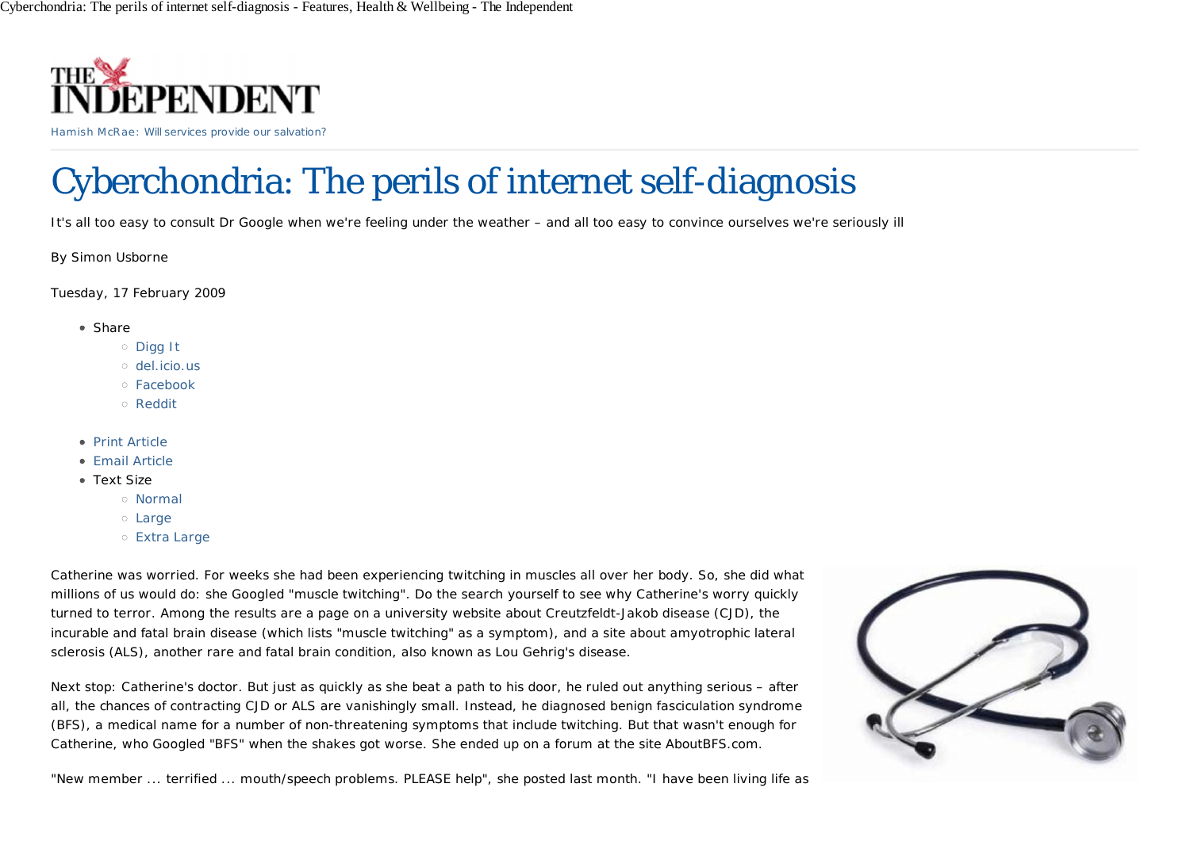Hamish McRae: Will services provide our salvation?

# Cyberchondria: The perils of internet self-diagnosis

It's all too easy to consult Dr Google when we're feeling under the weather – and all too easy to convince ourselves we're seriously ill

By Simon Usborne

Tuesday, 17 February 2009

- Share
  - Digg It
  - del.icio.us
  - Facebook
  - Reddit
- Print Article
- Email Article
- Text Size
  - Normal
  - Large
  - Extra Large

Catherine was worried. For weeks she had been experiencing twitching in muscles all over her body. So, she did what millions of us would do: she Googled "muscle twitching". Do the search yourself to see why Catherine's worry quickly turned to terror. Among the results are a page on a university website about Creutzfeldt-Jakob disease (CJD), the incurable and fatal brain disease (which lists "muscle twitching" as a symptom), and a site about amyotrophic lateral sclerosis (ALS), another rare and fatal brain condition, also known as Lou Gehrig's disease.

Next stop: Catherine's doctor. But just as quickly as she beat a path to his door, he ruled out anything serious – after all, the chances of contracting CJD or ALS are vanishingly small. Instead, he diagnosed benign fasciculation syndrome (BFS), a medical name for a number of non-threatening symptoms that include twitching. But that wasn't enough for Catherine, who Googled "BFS" when the shakes got worse. She ended up on a forum at the site AboutBFS.com.

"New member ... terrified ... mouth/speech problems. PLEASE help", she posted last month. "I have been living life as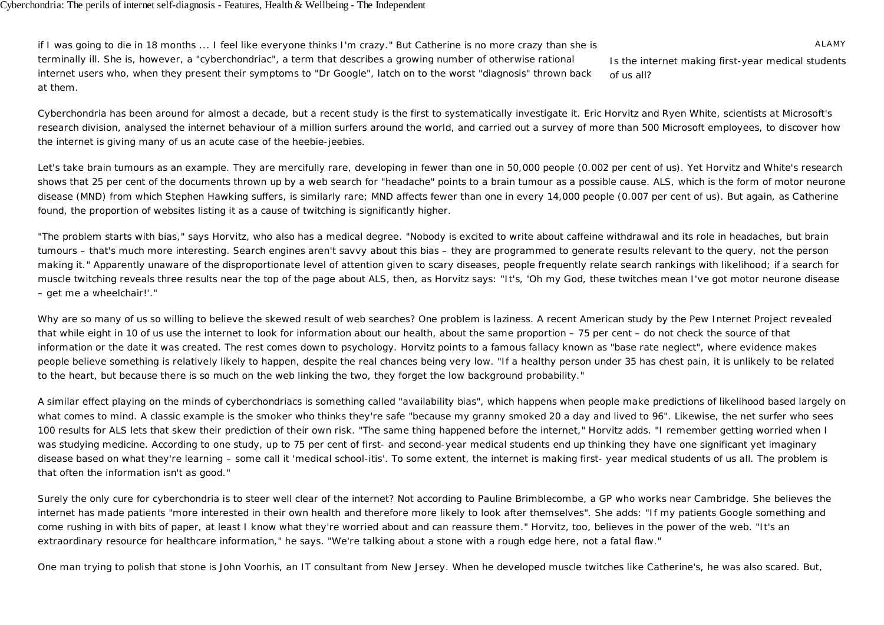if I was going to die in 18 months ... I feel like everyone thinks I'm crazy." But Catherine is no more crazy than she is terminally ill. She is, however, a "cyberchondriac", a term that describes a growing number of otherwise rational internet users who, when they present their symptoms to "Dr Google", latch on to the worst "diagnosis" thrown back at them.

ALAMY

Is the internet making first-year medical students of us all?

Cyberchondria has been around for almost a decade, but a recent study is the first to systematically investigate it. Eric Horvitz and Ryen White, scientists at Microsoft's research division, analysed the internet behaviour of a million surfers around the world, and carried out a survey of more than 500 Microsoft employees, to discover how the internet is giving many of us an acute case of the heebie-jeebies.

Let's take brain tumours as an example. They are mercifully rare, developing in fewer than one in 50,000 people (0.002 per cent of us). Yet Horvitz and White's research shows that 25 per cent of the documents thrown up by a web search for "headache" points to a brain tumour as a possible cause. ALS, which is the form of motor neurone disease (MND) from which Stephen Hawking suffers, is similarly rare; MND affects fewer than one in every 14,000 people (0.007 per cent of us). But again, as Catherine found, the proportion of websites listing it as a cause of twitching is significantly higher.

"The problem starts with bias," says Horvitz, who also has a medical degree. "Nobody is excited to write about caffeine withdrawal and its role in headaches, but brain tumours – that's much more interesting. Search engines aren't savvy about this bias – they are programmed to generate results relevant to the query, not the person making it." Apparently unaware of the disproportionate level of attention given to scary diseases, people frequently relate search rankings with likelihood; if a search for muscle twitching reveals three results near the top of the page about ALS, then, as Horvitz says: "It's, 'Oh my God, these twitches mean I've got motor neurone disease – get me a wheelchair!'."

Why are so many of us so willing to believe the skewed result of web searches? One problem is laziness. A recent American study by the Pew Internet Project revealed that while eight in 10 of us use the internet to look for information about our health, about the same proportion – 75 per cent – do not check the source of that information or the date it was created. The rest comes down to psychology. Horvitz points to a famous fallacy known as "base rate neglect", where evidence makes people believe something is relatively likely to happen, despite the real chances being very low. "If a healthy person under 35 has chest pain, it is unlikely to be related to the heart, but because there is so much on the web linking the two, they forget the low background probability."

A similar effect playing on the minds of cyberchondriacs is something called "availability bias", which happens when people make predictions of likelihood based largely on what comes to mind. A classic example is the smoker who thinks they're safe "because my granny smoked 20 a day and lived to 96". Likewise, the net surfer who sees 100 results for ALS lets that skew their prediction of their own risk. "The same thing happened before the internet," Horvitz adds. "I remember getting worried when I was studying medicine. According to one study, up to 75 per cent of first- and second-year medical students end up thinking they have one significant yet imaginary disease based on what they're learning – some call it 'medical school-itis'. To some extent, the internet is making first- year medical students of us all. The problem is that often the information isn't as good."

Surely the only cure for cyberchondria is to steer well clear of the internet? Not according to Pauline Brimblecombe, a GP who works near Cambridge. She believes the internet has made patients "more interested in their own health and therefore more likely to look after themselves". She adds: "If my patients Google something and come rushing in with bits of paper, at least I know what they're worried about and can reassure them." Horvitz, too, believes in the power of the web. "It's an extraordinary resource for healthcare information," he says. "We're talking about a stone with a rough edge here, not a fatal flaw."

One man trying to polish that stone is John Voorhis, an IT consultant from New Jersey. When he developed muscle twitches like Catherine's, he was also scared. But,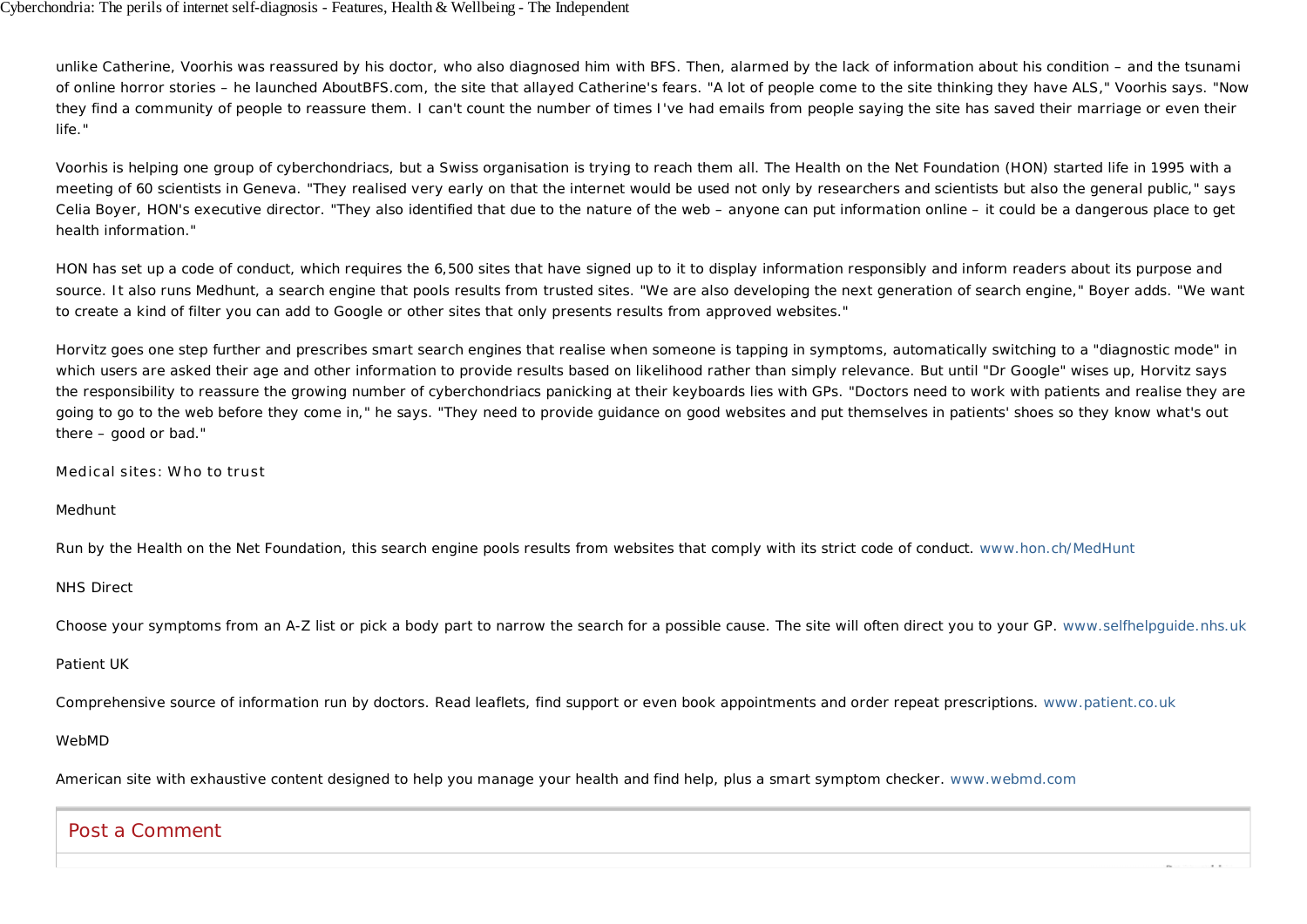unlike Catherine, Voorhis was reassured by his doctor, who also diagnosed him with BFS. Then, alarmed by the lack of information about his condition – and the tsunami of online horror stories – he launched AboutBFS.com, the site that allayed Catherine's fears. "A lot of people come to the site thinking they have ALS," Voorhis says. "Now they find a community of people to reassure them. I can't count the number of times I've had emails from people saying the site has saved their marriage or even their life."

Voorhis is helping one group of cyberchondriacs, but a Swiss organisation is trying to reach them all. The Health on the Net Foundation (HON) started life in 1995 with a meeting of 60 scientists in Geneva. "They realised very early on that the internet would be used not only by researchers and scientists but also the general public," says Celia Boyer, HON's executive director. "They also identified that due to the nature of the web – anyone can put information online – it could be a dangerous place to get health information."

HON has set up a code of conduct, which requires the 6,500 sites that have signed up to it to display information responsibly and inform readers about its purpose and source. It also runs Medhunt, a search engine that pools results from trusted sites. "We are also developing the next generation of search engine," Boyer adds. "We want to create a kind of filter you can add to Google or other sites that only presents results from approved websites."

Horvitz goes one step further and prescribes smart search engines that realise when someone is tapping in symptoms, automatically switching to a "diagnostic mode" in which users are asked their age and other information to provide results based on likelihood rather than simply relevance. But until "Dr Google" wises up, Horvitz says the responsibility to reassure the growing number of cyberchondriacs panicking at their keyboards lies with GPs. "Doctors need to work with patients and realise they are going to go to the web before they come in," he says. "They need to provide guidance on good websites and put themselves in patients' shoes so they know what's out there – good or bad."

## Medical sites: Who to trust

### Medhunt

Run by the Health on the Net Foundation, this search engine pools results from websites that comply with its strict code of conduct. www.hon.ch/MedHunt

### NHS Direct

Choose your symptoms from an A-Z list or pick a body part to narrow the search for a possible cause. The site will often direct you to your GP. www.selfhelpguide.nhs.uk

### Patient UK

Comprehensive source of information run by doctors. Read leaflets, find support or even book appointments and order repeat prescriptions. www.patient.co.uk

### WebMD

American site with exhaustive content designed to help you manage your health and find help, plus a smart symptom checker. www.webmd.com

## Post a Comment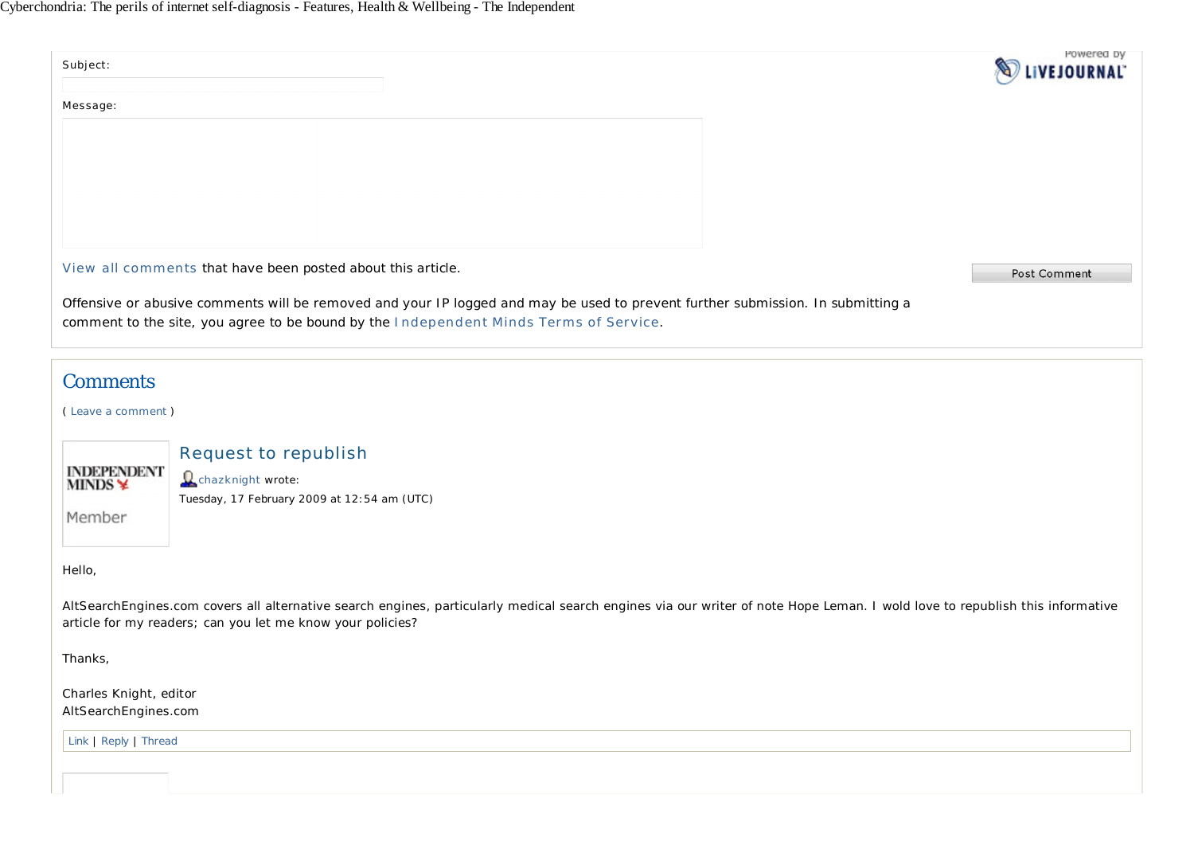Powered by LiveJournal

Subject:

Message:

View all comments that have been posted about this article.

Post Comment

Offensive or abusive comments will be removed and your IP logged and may be used to prevent further submission. In submitting a comment to the site, you agree to be bound by the Independent Minds Terms of Service.

## Comments

( Leave a comment )

INDEPENDENT MINDS

Member

### Request to republish

chazknight wrote:

Tuesday, 17 February 2009 at 12:54 am (UTC)

Hello,

AltSearchEngines.com covers all alternative search engines, particularly medical search engines via our writer of note Hope Leman. I wold love to republish this informative article for my readers; can you let me know your policies?

Thanks,

Charles Knight, editor
AltSearchEngines.com

Link | Reply | Thread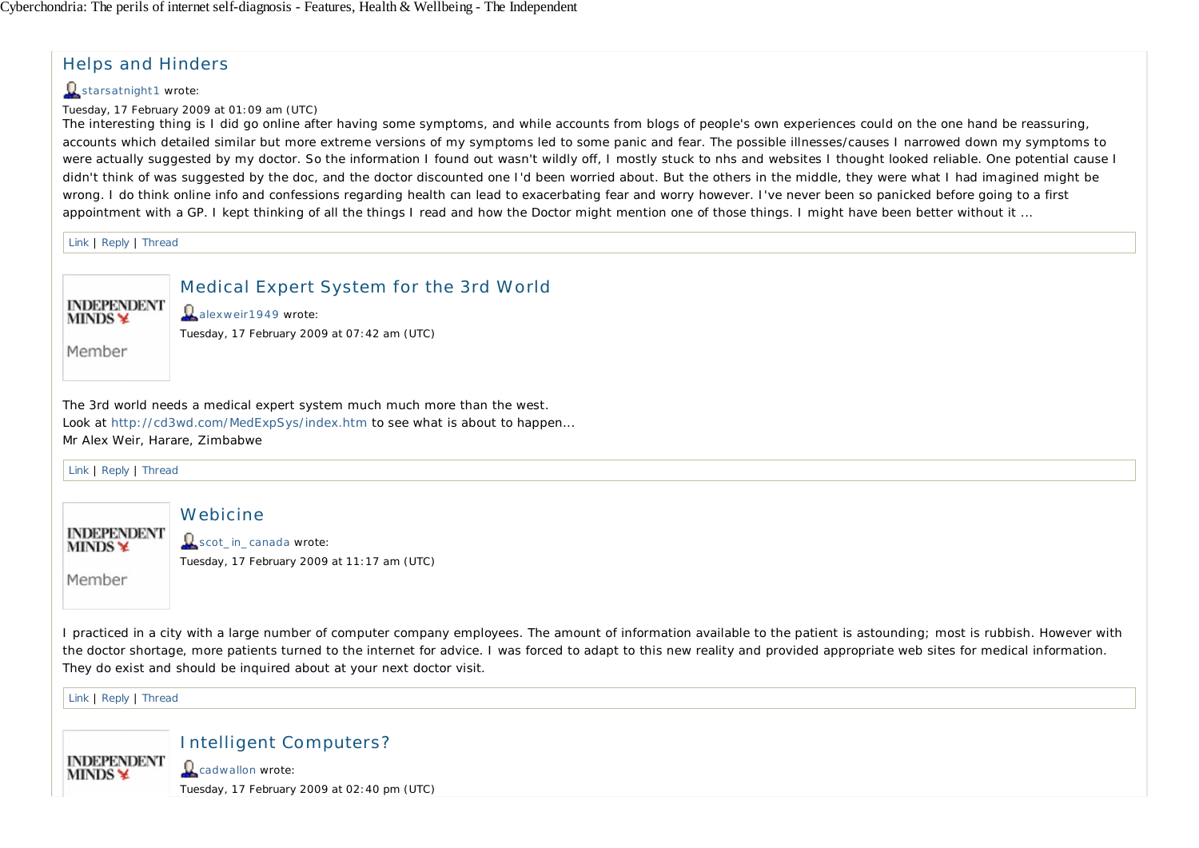## Helps and Hinders

starsatnight1 wrote:

Tuesday, 17 February 2009 at 01:09 am (UTC)

The interesting thing is I did go online after having some symptoms, and while accounts from blogs of people's own experiences could on the one hand be reassuring, accounts which detailed similar but more extreme versions of my symptoms led to some panic and fear. The possible illnesses/causes I narrowed down my symptoms to were actually suggested by my doctor. So the information I found out wasn't wildly off, I mostly stuck to nhs and websites I thought looked reliable. One potential cause I didn't think of was suggested by the doc, and the doctor discounted one I'd been worried about. But the others in the middle, they were what I had imagined might be wrong. I do think online info and confessions regarding health can lead to exacerbating fear and worry however. I've never been so panicked before going to a first appointment with a GP. I kept thinking of all the things I read and how the Doctor might mention one of those things. I might have been better without it ...

Link | Reply | Thread

INDEPENDENT MINDS

Member

## Medical Expert System for the 3rd World

alexweir1949 wrote:

Tuesday, 17 February 2009 at 07:42 am (UTC)

The 3rd world needs a medical expert system much much more than the west.
Look at http://cd3wd.com/MedExpSys/index.htm to see what is about to happen...
Mr Alex Weir, Harare, Zimbabwe

Link | Reply | Thread

INDEPENDENT MINDS

Member

## Webicine

scot_in_canada wrote:

Tuesday, 17 February 2009 at 11:17 am (UTC)

I practiced in a city with a large number of computer company employees. The amount of information available to the patient is astounding; most is rubbish. However with the doctor shortage, more patients turned to the internet for advice. I was forced to adapt to this new reality and provided appropriate web sites for medical information. They do exist and should be inquired about at your next doctor visit.

Link | Reply | Thread

INDEPENDENT MINDS

## Intelligent Computers?

cadwallon wrote:

Tuesday, 17 February 2009 at 02:40 pm (UTC)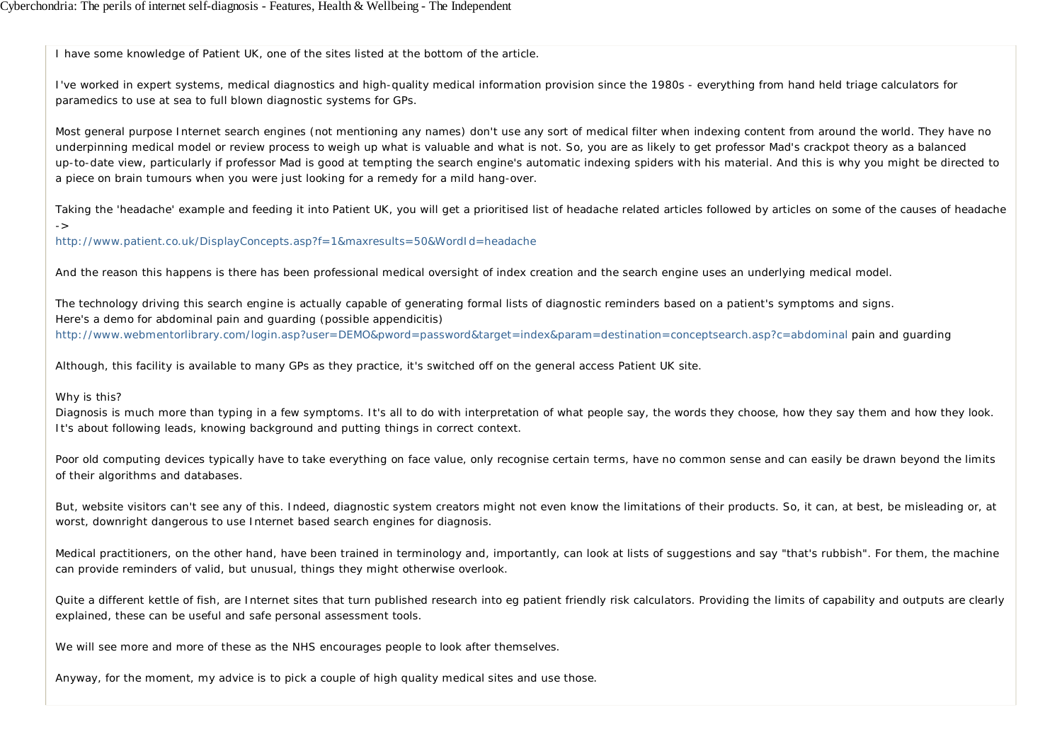I have some knowledge of Patient UK, one of the sites listed at the bottom of the article.

I've worked in expert systems, medical diagnostics and high-quality medical information provision since the 1980s - everything from hand held triage calculators for paramedics to use at sea to full blown diagnostic systems for GPs.

Most general purpose Internet search engines (not mentioning any names) don't use any sort of medical filter when indexing content from around the world. They have no underpinning medical model or review process to weigh up what is valuable and what is not. So, you are as likely to get professor Mad's crackpot theory as a balanced up-to-date view, particularly if professor Mad is good at tempting the search engine's automatic indexing spiders with his material. And this is why you might be directed to a piece on brain tumours when you were just looking for a remedy for a mild hang-over.

Taking the 'headache' example and feeding it into Patient UK, you will get a prioritised list of headache related articles followed by articles on some of the causes of headache ->
http://www.patient.co.uk/DisplayConcepts.asp?f=1&maxresults=50&WordId=headache

And the reason this happens is there has been professional medical oversight of index creation and the search engine uses an underlying medical model.

The technology driving this search engine is actually capable of generating formal lists of diagnostic reminders based on a patient's symptoms and signs.
Here's a demo for abdominal pain and guarding (possible appendicitis)
http://www.webmentorlibrary.com/login.asp?user=DEMO&pword=password&target=index&param=destination=conceptsearch.asp?c=abdominal pain and guarding

Although, this facility is available to many GPs as they practice, it's switched off on the general access Patient UK site.

Why is this?
Diagnosis is much more than typing in a few symptoms. It's all to do with interpretation of what people say, the words they choose, how they say them and how they look. It's about following leads, knowing background and putting things in correct context.

Poor old computing devices typically have to take everything on face value, only recognise certain terms, have no common sense and can easily be drawn beyond the limits of their algorithms and databases.

But, website visitors can't see any of this. Indeed, diagnostic system creators might not even know the limitations of their products. So, it can, at best, be misleading or, at worst, downright dangerous to use Internet based search engines for diagnosis.

Medical practitioners, on the other hand, have been trained in terminology and, importantly, can look at lists of suggestions and say "that's rubbish". For them, the machine can provide reminders of valid, but unusual, things they might otherwise overlook.

Quite a different kettle of fish, are Internet sites that turn published research into eg patient friendly risk calculators. Providing the limits of capability and outputs are clearly explained, these can be useful and safe personal assessment tools.

We will see more and more of these as the NHS encourages people to look after themselves.

Anyway, for the moment, my advice is to pick a couple of high quality medical sites and use those.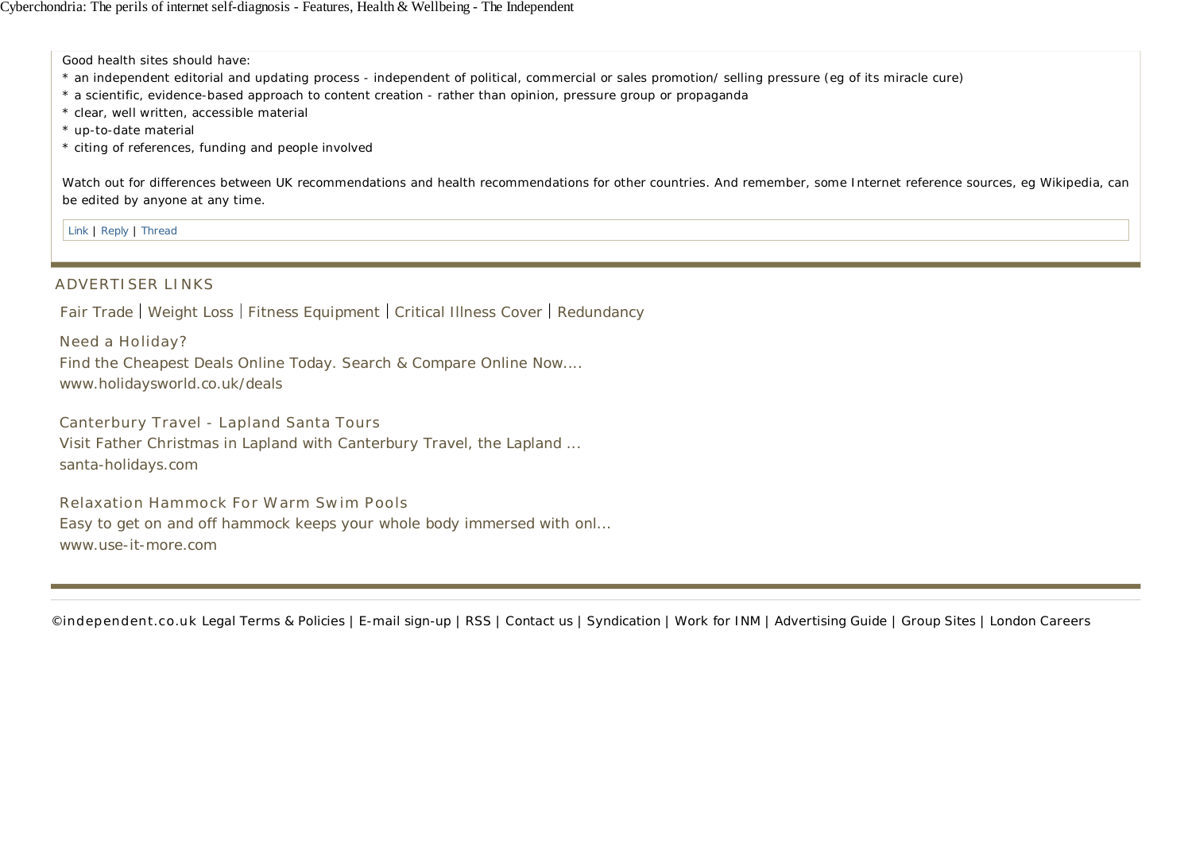Good health sites should have:
* an independent editorial and updating process - independent of political, commercial or sales promotion/ selling pressure (eg of its miracle cure)
* a scientific, evidence-based approach to content creation - rather than opinion, pressure group or propaganda
* clear, well written, accessible material
* up-to-date material
* citing of references, funding and people involved

Watch out for differences between UK recommendations and health recommendations for other countries. And remember, some Internet reference sources, eg Wikipedia, can be edited by anyone at any time.

Link | Reply | Thread

## ADVERTISER LINKS

Fair Trade | Weight Loss | Fitness Equipment | Critical Illness Cover | Redundancy

Need a Holiday?
Find the Cheapest Deals Online Today. Search & Compare Online Now....
www.holidaysworld.co.uk/deals

Canterbury Travel - Lapland Santa Tours
Visit Father Christmas in Lapland with Canterbury Travel, the Lapland ...
santa-holidays.com

Relaxation Hammock For Warm Swim Pools
Easy to get on and off hammock keeps your whole body immersed with onl...
www.use-it-more.com

©independent.co.uk Legal Terms & Policies | E-mail sign-up | RSS | Contact us | Syndication | Work for INM | Advertising Guide | Group Sites | London Careers